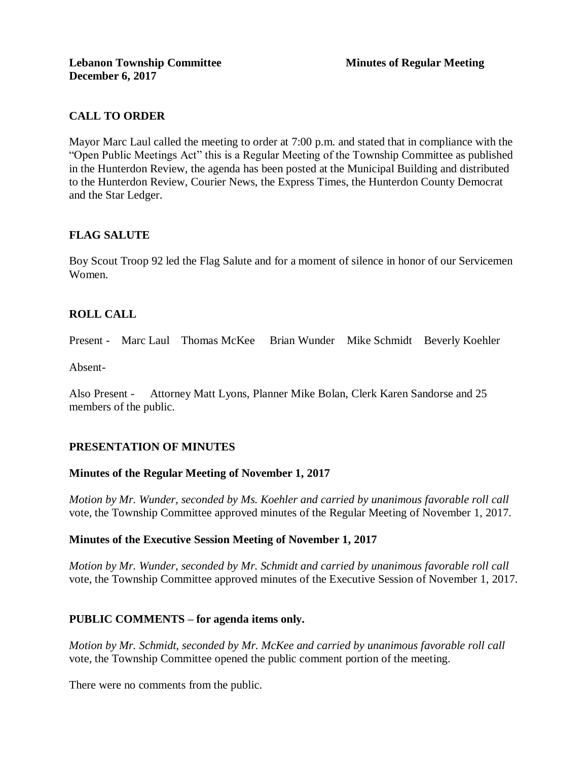**Lebanon Township Committee** **Minutes of Regular Meeting**
**December 6, 2017**

## CALL TO ORDER

Mayor Marc Laul called the meeting to order at 7:00 p.m. and stated that in compliance with the "Open Public Meetings Act" this is a Regular Meeting of the Township Committee as published in the Hunterdon Review, the agenda has been posted at the Municipal Building and distributed to the Hunterdon Review, Courier News, the Express Times, the Hunterdon County Democrat and the Star Ledger.

## FLAG SALUTE

Boy Scout Troop 92 led the Flag Salute and for a moment of silence in honor of our Servicemen Women.

## ROLL CALL

Present - Marc Laul Thomas McKee Brian Wunder Mike Schmidt Beverly Koehler

Absent-

Also Present - Attorney Matt Lyons, Planner Mike Bolan, Clerk Karen Sandorse and 25 members of the public.

## PRESENTATION OF MINUTES

### Minutes of the Regular Meeting of November 1, 2017

*Motion by Mr. Wunder, seconded by Ms. Koehler and carried by unanimous favorable roll call* vote, the Township Committee approved minutes of the Regular Meeting of November 1, 2017.

### Minutes of the Executive Session Meeting of November 1, 2017

*Motion by Mr. Wunder, seconded by Mr. Schmidt and carried by unanimous favorable roll call* vote, the Township Committee approved minutes of the Executive Session of November 1, 2017.

## PUBLIC COMMENTS – for agenda items only.

*Motion by Mr. Schmidt, seconded by Mr. McKee and carried by unanimous favorable roll call* vote, the Township Committee opened the public comment portion of the meeting.

There were no comments from the public.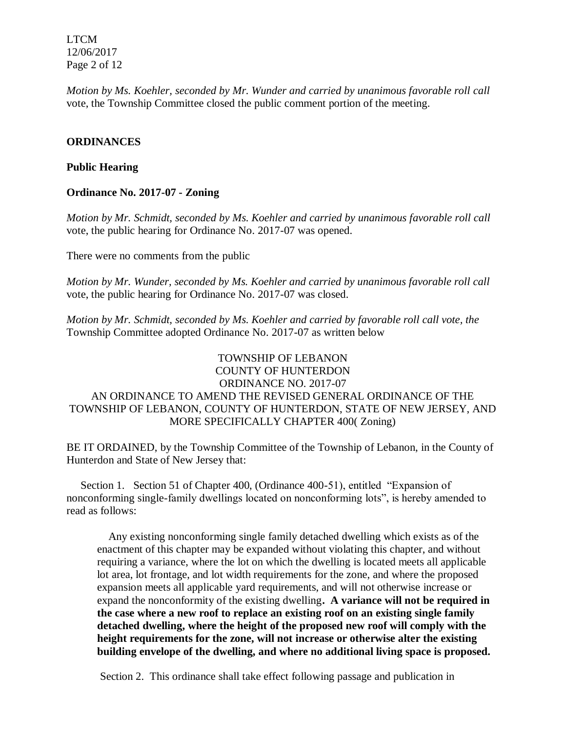*Motion by Ms. Koehler, seconded by Mr. Wunder and carried by unanimous favorable roll call* vote, the Township Committee closed the public comment portion of the meeting.

**ORDINANCES**

**Public Hearing**

**Ordinance No. 2017-07 - Zoning**

*Motion by Mr. Schmidt, seconded by Ms. Koehler and carried by unanimous favorable roll call* vote, the public hearing for Ordinance No. 2017-07 was opened.

There were no comments from the public

*Motion by Mr. Wunder, seconded by Ms. Koehler and carried by unanimous favorable roll call* vote, the public hearing for Ordinance No. 2017-07 was closed.

*Motion by Mr. Schmidt, seconded by Ms. Koehler and carried by favorable roll call vote, the* Township Committee adopted Ordinance No. 2017-07 as written below

TOWNSHIP OF LEBANON
COUNTY OF HUNTERDON
ORDINANCE NO. 2017-07
AN ORDINANCE TO AMEND THE REVISED GENERAL ORDINANCE OF THE TOWNSHIP OF LEBANON, COUNTY OF HUNTERDON, STATE OF NEW JERSEY, AND MORE SPECIFICALLY CHAPTER 400( Zoning)

BE IT ORDAINED, by the Township Committee of the Township of Lebanon, in the County of Hunterdon and State of New Jersey that:

Section 1. Section 51 of Chapter 400, (Ordinance 400-51), entitled "Expansion of nonconforming single-family dwellings located on nonconforming lots", is hereby amended to read as follows:

> Any existing nonconforming single family detached dwelling which exists as of the enactment of this chapter may be expanded without violating this chapter, and without requiring a variance, where the lot on which the dwelling is located meets all applicable lot area, lot frontage, and lot width requirements for the zone, and where the proposed expansion meets all applicable yard requirements, and will not otherwise increase or expand the nonconformity of the existing dwelling**. A variance will not be required in the case where a new roof to replace an existing roof on an existing single family detached dwelling, where the height of the proposed new roof will comply with the height requirements for the zone, will not increase or otherwise alter the existing building envelope of the dwelling, and where no additional living space is proposed.**

Section 2. This ordinance shall take effect following passage and publication in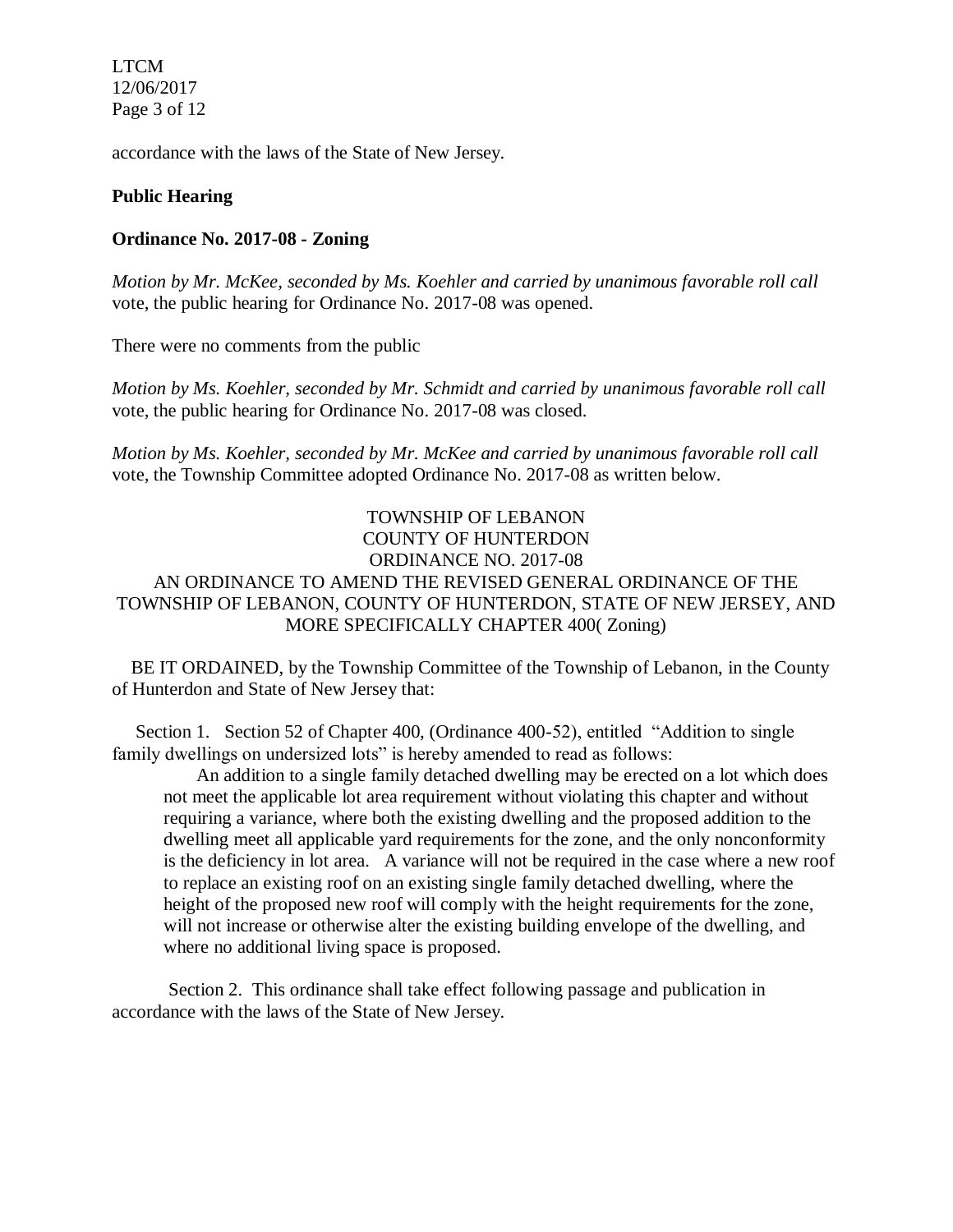accordance with the laws of the State of New Jersey.

**Public Hearing**

**Ordinance No. 2017-08 - Zoning**

*Motion by Mr. McKee, seconded by Ms. Koehler and carried by unanimous favorable roll call* vote, the public hearing for Ordinance No. 2017-08 was opened.

There were no comments from the public

*Motion by Ms. Koehler, seconded by Mr. Schmidt and carried by unanimous favorable roll call* vote, the public hearing for Ordinance No. 2017-08 was closed.

*Motion by Ms. Koehler, seconded by Mr. McKee and carried by unanimous favorable roll call* vote, the Township Committee adopted Ordinance No. 2017-08 as written below.

TOWNSHIP OF LEBANON
COUNTY OF HUNTERDON
ORDINANCE NO. 2017-08
AN ORDINANCE TO AMEND THE REVISED GENERAL ORDINANCE OF THE TOWNSHIP OF LEBANON, COUNTY OF HUNTERDON, STATE OF NEW JERSEY, AND MORE SPECIFICALLY CHAPTER 400( Zoning)

BE IT ORDAINED, by the Township Committee of the Township of Lebanon, in the County of Hunterdon and State of New Jersey that:

Section 1. Section 52 of Chapter 400, (Ordinance 400-52), entitled "Addition to single family dwellings on undersized lots" is hereby amended to read as follows:

An addition to a single family detached dwelling may be erected on a lot which does not meet the applicable lot area requirement without violating this chapter and without requiring a variance, where both the existing dwelling and the proposed addition to the dwelling meet all applicable yard requirements for the zone, and the only nonconformity is the deficiency in lot area. A variance will not be required in the case where a new roof to replace an existing roof on an existing single family detached dwelling, where the height of the proposed new roof will comply with the height requirements for the zone, will not increase or otherwise alter the existing building envelope of the dwelling, and where no additional living space is proposed.

Section 2. This ordinance shall take effect following passage and publication in accordance with the laws of the State of New Jersey.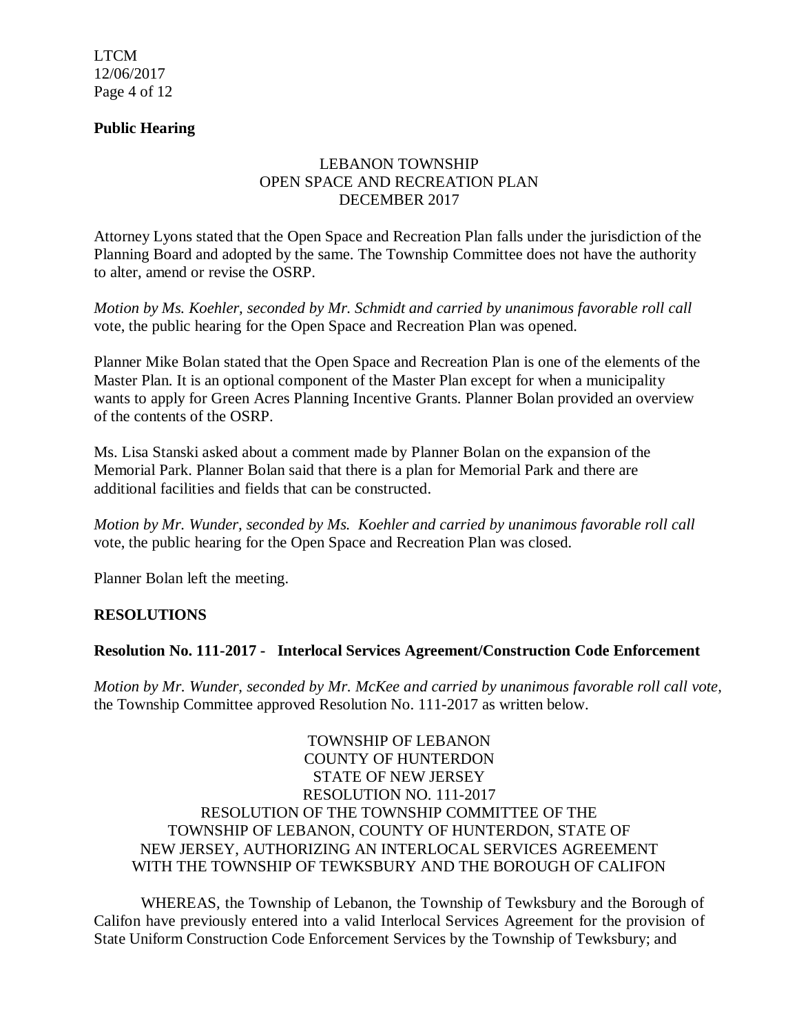**Public Hearing**

LEBANON TOWNSHIP
OPEN SPACE AND RECREATION PLAN
DECEMBER 2017

Attorney Lyons stated that the Open Space and Recreation Plan falls under the jurisdiction of the Planning Board and adopted by the same. The Township Committee does not have the authority to alter, amend or revise the OSRP.

*Motion by Ms. Koehler, seconded by Mr. Schmidt and carried by unanimous favorable roll call* vote, the public hearing for the Open Space and Recreation Plan was opened.

Planner Mike Bolan stated that the Open Space and Recreation Plan is one of the elements of the Master Plan. It is an optional component of the Master Plan except for when a municipality wants to apply for Green Acres Planning Incentive Grants. Planner Bolan provided an overview of the contents of the OSRP.

Ms. Lisa Stanski asked about a comment made by Planner Bolan on the expansion of the Memorial Park. Planner Bolan said that there is a plan for Memorial Park and there are additional facilities and fields that can be constructed.

*Motion by Mr. Wunder, seconded by Ms. Koehler and carried by unanimous favorable roll call* vote, the public hearing for the Open Space and Recreation Plan was closed.

Planner Bolan left the meeting.

**RESOLUTIONS**

**Resolution No. 111-2017 - Interlocal Services Agreement/Construction Code Enforcement**

*Motion by Mr. Wunder, seconded by Mr. McKee and carried by unanimous favorable roll call vote,* the Township Committee approved Resolution No. 111-2017 as written below.

TOWNSHIP OF LEBANON
COUNTY OF HUNTERDON
STATE OF NEW JERSEY
RESOLUTION NO. 111-2017
RESOLUTION OF THE TOWNSHIP COMMITTEE OF THE TOWNSHIP OF LEBANON, COUNTY OF HUNTERDON, STATE OF NEW JERSEY, AUTHORIZING AN INTERLOCAL SERVICES AGREEMENT WITH THE TOWNSHIP OF TEWKSBURY AND THE BOROUGH OF CALIFON

WHEREAS, the Township of Lebanon, the Township of Tewksbury and the Borough of Califon have previously entered into a valid Interlocal Services Agreement for the provision of State Uniform Construction Code Enforcement Services by the Township of Tewksbury; and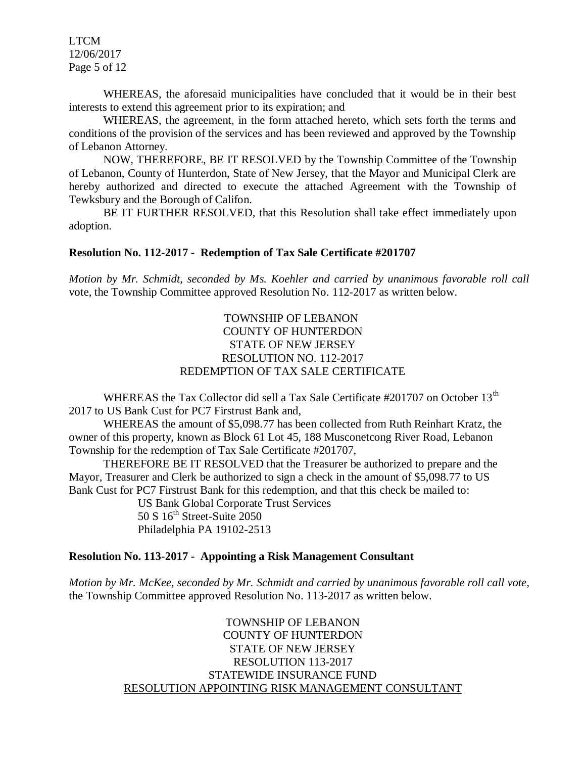WHEREAS, the aforesaid municipalities have concluded that it would be in their best interests to extend this agreement prior to its expiration; and

WHEREAS, the agreement, in the form attached hereto, which sets forth the terms and conditions of the provision of the services and has been reviewed and approved by the Township of Lebanon Attorney.

NOW, THEREFORE, BE IT RESOLVED by the Township Committee of the Township of Lebanon, County of Hunterdon, State of New Jersey, that the Mayor and Municipal Clerk are hereby authorized and directed to execute the attached Agreement with the Township of Tewksbury and the Borough of Califon.

BE IT FURTHER RESOLVED, that this Resolution shall take effect immediately upon adoption.

**Resolution No. 112-2017 - Redemption of Tax Sale Certificate #201707**

*Motion by Mr. Schmidt, seconded by Ms. Koehler and carried by unanimous favorable roll call* vote, the Township Committee approved Resolution No. 112-2017 as written below.

TOWNSHIP OF LEBANON
COUNTY OF HUNTERDON
STATE OF NEW JERSEY
RESOLUTION NO. 112-2017
REDEMPTION OF TAX SALE CERTIFICATE

WHEREAS the Tax Collector did sell a Tax Sale Certificate #201707 on October 13th 2017 to US Bank Cust for PC7 Firstrust Bank and,

WHEREAS the amount of $5,098.77 has been collected from Ruth Reinhart Kratz, the owner of this property, known as Block 61 Lot 45, 188 Musconetcong River Road, Lebanon Township for the redemption of Tax Sale Certificate #201707,

THEREFORE BE IT RESOLVED that the Treasurer be authorized to prepare and the Mayor, Treasurer and Clerk be authorized to sign a check in the amount of $5,098.77 to US Bank Cust for PC7 Firstrust Bank for this redemption, and that this check be mailed to:

US Bank Global Corporate Trust Services
50 S 16th Street-Suite 2050
Philadelphia PA 19102-2513

**Resolution No. 113-2017 - Appointing a Risk Management Consultant**

*Motion by Mr. McKee, seconded by Mr. Schmidt and carried by unanimous favorable roll call vote,* the Township Committee approved Resolution No. 113-2017 as written below.

TOWNSHIP OF LEBANON
COUNTY OF HUNTERDON
STATE OF NEW JERSEY
RESOLUTION 113-2017
STATEWIDE INSURANCE FUND
RESOLUTION APPOINTING RISK MANAGEMENT CONSULTANT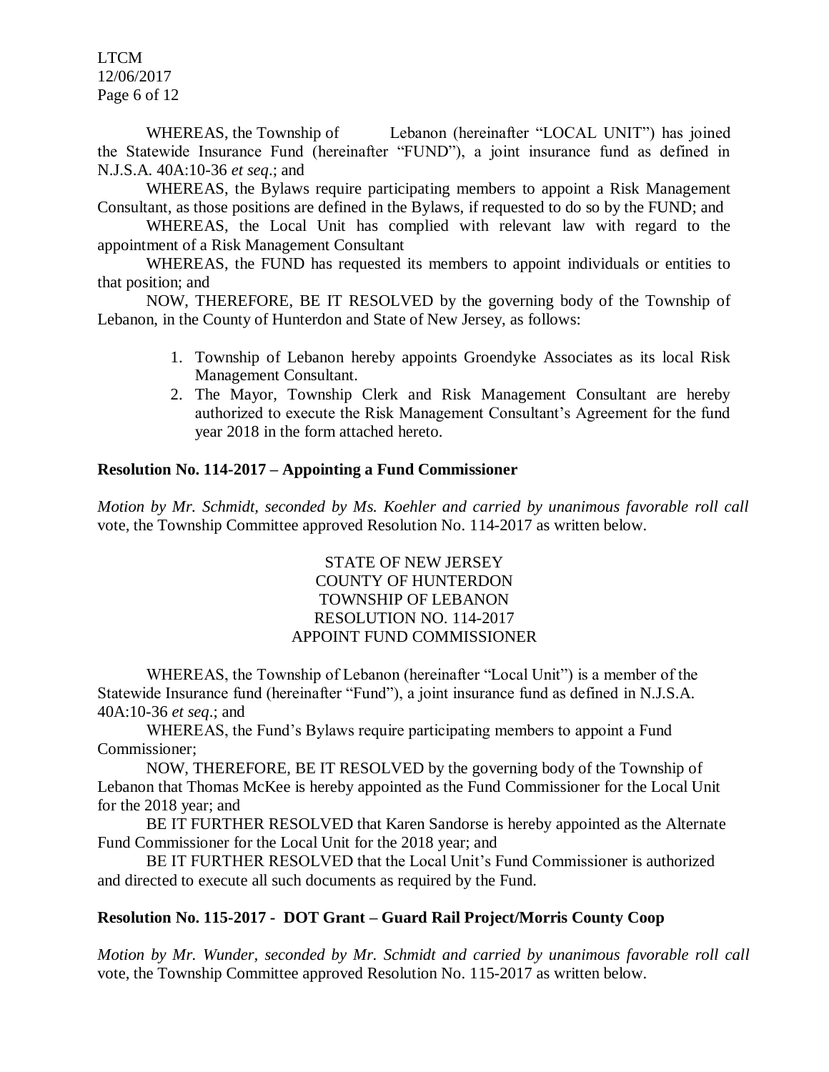WHEREAS, the Township of Lebanon (hereinafter "LOCAL UNIT") has joined the Statewide Insurance Fund (hereinafter "FUND"), a joint insurance fund as defined in N.J.S.A. 40A:10-36 *et seq*.; and

WHEREAS, the Bylaws require participating members to appoint a Risk Management Consultant, as those positions are defined in the Bylaws, if requested to do so by the FUND; and

WHEREAS, the Local Unit has complied with relevant law with regard to the appointment of a Risk Management Consultant

WHEREAS, the FUND has requested its members to appoint individuals or entities to that position; and

NOW, THEREFORE, BE IT RESOLVED by the governing body of the Township of Lebanon, in the County of Hunterdon and State of New Jersey, as follows:

1. Township of Lebanon hereby appoints Groendyke Associates as its local Risk Management Consultant.
2. The Mayor, Township Clerk and Risk Management Consultant are hereby authorized to execute the Risk Management Consultant's Agreement for the fund year 2018 in the form attached hereto.

**Resolution No. 114-2017 – Appointing a Fund Commissioner**

*Motion by Mr. Schmidt, seconded by Ms. Koehler and carried by unanimous favorable roll call* vote, the Township Committee approved Resolution No. 114-2017 as written below.

STATE OF NEW JERSEY
COUNTY OF HUNTERDON
TOWNSHIP OF LEBANON
RESOLUTION NO. 114-2017
APPOINT FUND COMMISSIONER

WHEREAS, the Township of Lebanon (hereinafter "Local Unit") is a member of the Statewide Insurance fund (hereinafter "Fund"), a joint insurance fund as defined in N.J.S.A. 40A:10-36 *et seq*.; and

WHEREAS, the Fund's Bylaws require participating members to appoint a Fund Commissioner;

NOW, THEREFORE, BE IT RESOLVED by the governing body of the Township of Lebanon that Thomas McKee is hereby appointed as the Fund Commissioner for the Local Unit for the 2018 year; and

BE IT FURTHER RESOLVED that Karen Sandorse is hereby appointed as the Alternate Fund Commissioner for the Local Unit for the 2018 year; and

BE IT FURTHER RESOLVED that the Local Unit's Fund Commissioner is authorized and directed to execute all such documents as required by the Fund.

**Resolution No. 115-2017 - DOT Grant – Guard Rail Project/Morris County Coop**

*Motion by Mr. Wunder, seconded by Mr. Schmidt and carried by unanimous favorable roll call* vote, the Township Committee approved Resolution No. 115-2017 as written below.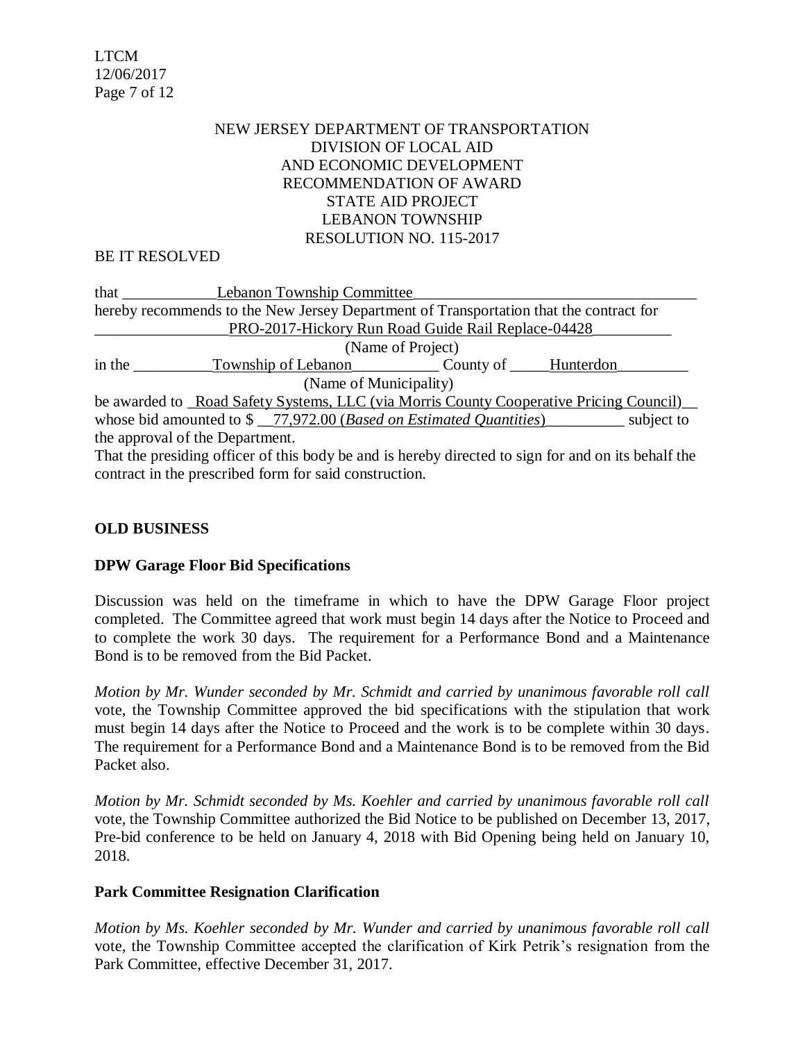NEW JERSEY DEPARTMENT OF TRANSPORTATION
DIVISION OF LOCAL AID
AND ECONOMIC DEVELOPMENT
RECOMMENDATION OF AWARD
STATE AID PROJECT
LEBANON TOWNSHIP
RESOLUTION NO. 115-2017

BE IT RESOLVED

that ____________Lebanon Township Committee____________________________________
hereby recommends to the New Jersey Department of Transportation that the contract for
_________________PRO-2017-Hickory Run Road Guide Rail Replace-04428__________
(Name of Project)
in the __________Township of Lebanon___________ County of _____Hunterdon_________
(Name of Municipality)
be awarded to _Road Safety Systems, LLC (via Morris County Cooperative Pricing Council)__
whose bid amounted to $ __77,972.00 (*Based on Estimated Quantities*)__________ subject to the approval of the Department.
That the presiding officer of this body be and is hereby directed to sign for and on its behalf the contract in the prescribed form for said construction.

**OLD BUSINESS**

**DPW Garage Floor Bid Specifications**

Discussion was held on the timeframe in which to have the DPW Garage Floor project completed. The Committee agreed that work must begin 14 days after the Notice to Proceed and to complete the work 30 days. The requirement for a Performance Bond and a Maintenance Bond is to be removed from the Bid Packet.

*Motion by Mr. Wunder seconded by Mr. Schmidt and carried by unanimous favorable roll call* vote, the Township Committee approved the bid specifications with the stipulation that work must begin 14 days after the Notice to Proceed and the work is to be complete within 30 days. The requirement for a Performance Bond and a Maintenance Bond is to be removed from the Bid Packet also.

*Motion by Mr. Schmidt seconded by Ms. Koehler and carried by unanimous favorable roll call* vote, the Township Committee authorized the Bid Notice to be published on December 13, 2017, Pre-bid conference to be held on January 4, 2018 with Bid Opening being held on January 10, 2018.

**Park Committee Resignation Clarification**

*Motion by Ms. Koehler seconded by Mr. Wunder and carried by unanimous favorable roll call* vote, the Township Committee accepted the clarification of Kirk Petrik's resignation from the Park Committee, effective December 31, 2017.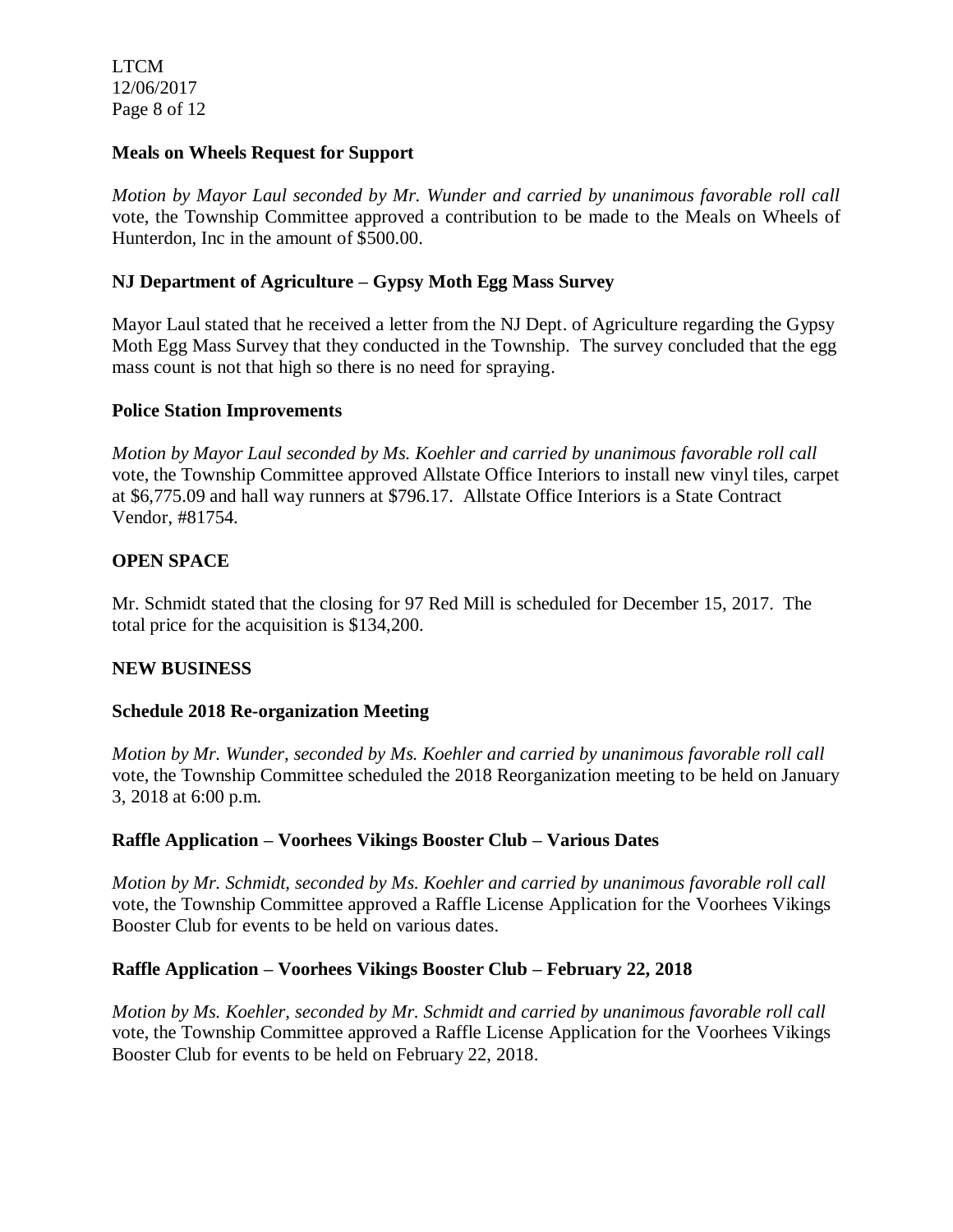**Meals on Wheels Request for Support**

*Motion by Mayor Laul seconded by Mr. Wunder and carried by unanimous favorable roll call* vote, the Township Committee approved a contribution to be made to the Meals on Wheels of Hunterdon, Inc in the amount of $500.00.

**NJ Department of Agriculture – Gypsy Moth Egg Mass Survey**

Mayor Laul stated that he received a letter from the NJ Dept. of Agriculture regarding the Gypsy Moth Egg Mass Survey that they conducted in the Township. The survey concluded that the egg mass count is not that high so there is no need for spraying.

**Police Station Improvements**

*Motion by Mayor Laul seconded by Ms. Koehler and carried by unanimous favorable roll call* vote, the Township Committee approved Allstate Office Interiors to install new vinyl tiles, carpet at $6,775.09 and hall way runners at $796.17. Allstate Office Interiors is a State Contract Vendor, #81754.

**OPEN SPACE**

Mr. Schmidt stated that the closing for 97 Red Mill is scheduled for December 15, 2017. The total price for the acquisition is $134,200.

**NEW BUSINESS**

**Schedule 2018 Re-organization Meeting**

*Motion by Mr. Wunder, seconded by Ms. Koehler and carried by unanimous favorable roll call* vote, the Township Committee scheduled the 2018 Reorganization meeting to be held on January 3, 2018 at 6:00 p.m.

**Raffle Application – Voorhees Vikings Booster Club – Various Dates**

*Motion by Mr. Schmidt, seconded by Ms. Koehler and carried by unanimous favorable roll call* vote, the Township Committee approved a Raffle License Application for the Voorhees Vikings Booster Club for events to be held on various dates.

**Raffle Application – Voorhees Vikings Booster Club – February 22, 2018**

*Motion by Ms. Koehler, seconded by Mr. Schmidt and carried by unanimous favorable roll call* vote, the Township Committee approved a Raffle License Application for the Voorhees Vikings Booster Club for events to be held on February 22, 2018.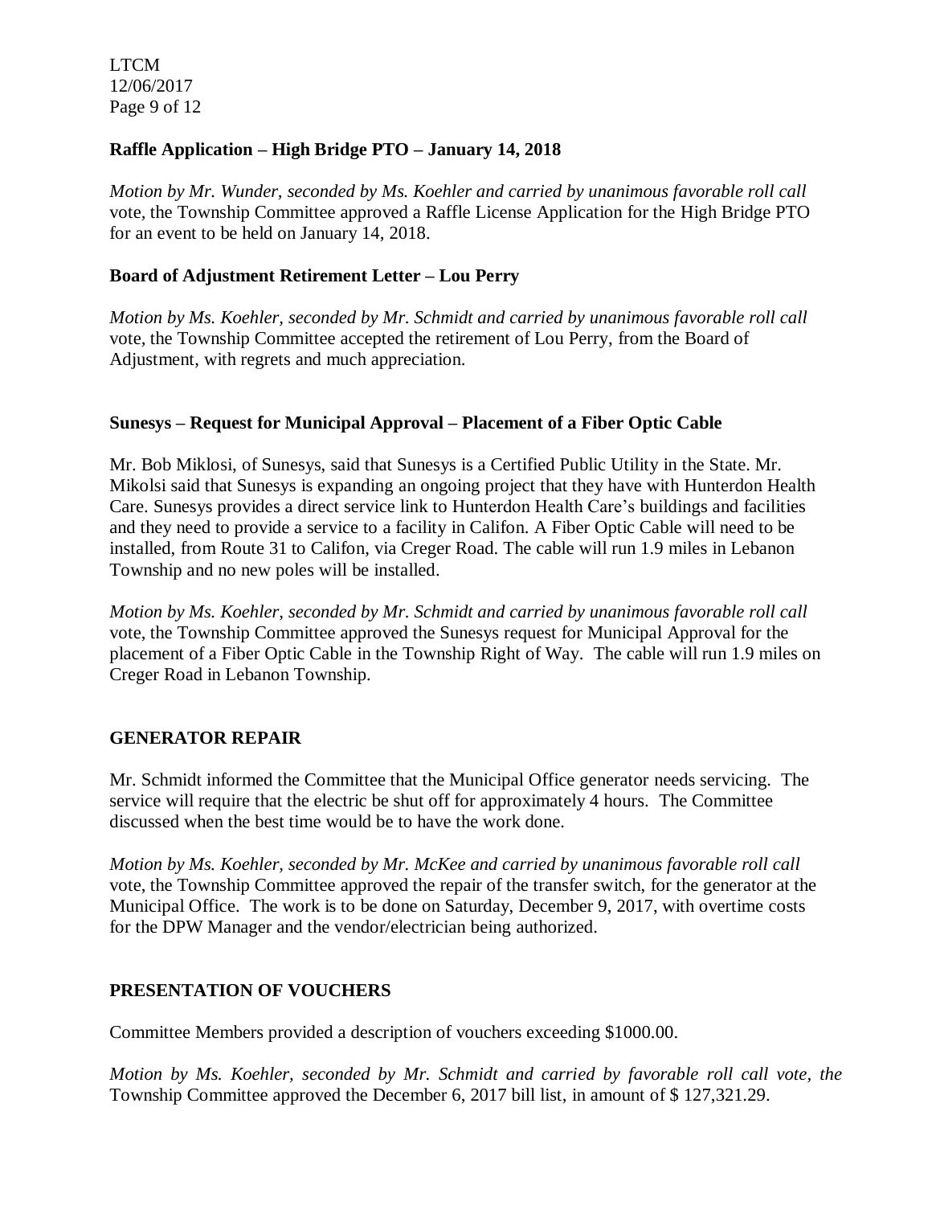**Raffle Application – High Bridge PTO – January 14, 2018**

*Motion by Mr. Wunder, seconded by Ms. Koehler and carried by unanimous favorable roll call* vote, the Township Committee approved a Raffle License Application for the High Bridge PTO for an event to be held on January 14, 2018.

**Board of Adjustment Retirement Letter – Lou Perry**

*Motion by Ms. Koehler, seconded by Mr. Schmidt and carried by unanimous favorable roll call* vote, the Township Committee accepted the retirement of Lou Perry, from the Board of Adjustment, with regrets and much appreciation.

**Sunesys – Request for Municipal Approval – Placement of a Fiber Optic Cable**

Mr. Bob Miklosi, of Sunesys, said that Sunesys is a Certified Public Utility in the State. Mr. Mikolsi said that Sunesys is expanding an ongoing project that they have with Hunterdon Health Care. Sunesys provides a direct service link to Hunterdon Health Care's buildings and facilities and they need to provide a service to a facility in Califon. A Fiber Optic Cable will need to be installed, from Route 31 to Califon, via Creger Road. The cable will run 1.9 miles in Lebanon Township and no new poles will be installed.

*Motion by Ms. Koehler, seconded by Mr. Schmidt and carried by unanimous favorable roll call* vote, the Township Committee approved the Sunesys request for Municipal Approval for the placement of a Fiber Optic Cable in the Township Right of Way. The cable will run 1.9 miles on Creger Road in Lebanon Township.

**GENERATOR REPAIR**

Mr. Schmidt informed the Committee that the Municipal Office generator needs servicing. The service will require that the electric be shut off for approximately 4 hours. The Committee discussed when the best time would be to have the work done.

*Motion by Ms. Koehler, seconded by Mr. McKee and carried by unanimous favorable roll call* vote, the Township Committee approved the repair of the transfer switch, for the generator at the Municipal Office. The work is to be done on Saturday, December 9, 2017, with overtime costs for the DPW Manager and the vendor/electrician being authorized.

**PRESENTATION OF VOUCHERS**

Committee Members provided a description of vouchers exceeding $1000.00.

*Motion by Ms. Koehler, seconded by Mr. Schmidt and carried by favorable roll call vote, the* Township Committee approved the December 6, 2017 bill list, in amount of $ 127,321.29.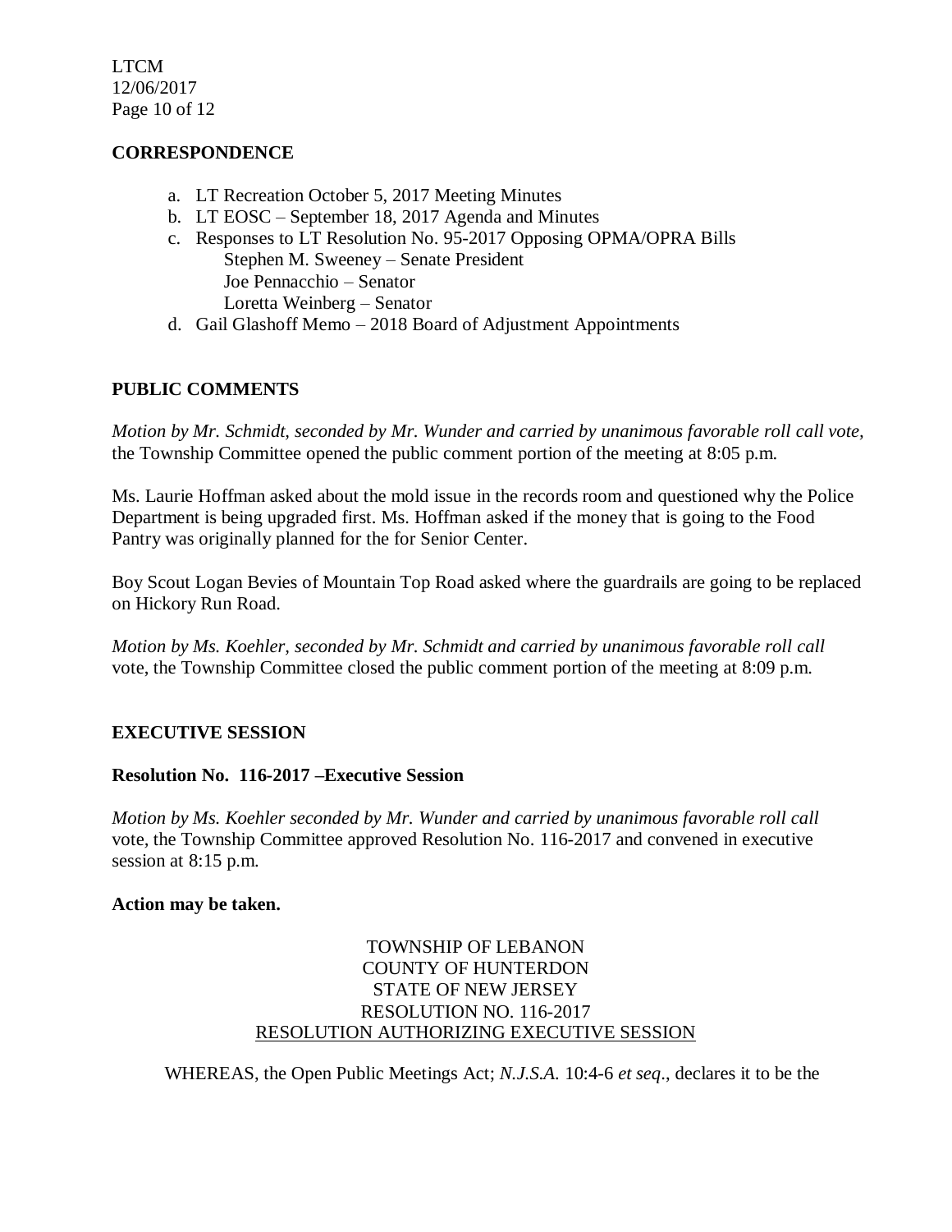## CORRESPONDENCE

a. LT Recreation October 5, 2017 Meeting Minutes
b. LT EOSC – September 18, 2017 Agenda and Minutes
c. Responses to LT Resolution No. 95-2017 Opposing OPMA/OPRA Bills
   Stephen M. Sweeney – Senate President
   Joe Pennacchio – Senator
   Loretta Weinberg – Senator
d. Gail Glashoff Memo – 2018 Board of Adjustment Appointments

## PUBLIC COMMENTS

*Motion by Mr. Schmidt, seconded by Mr. Wunder and carried by unanimous favorable roll call vote,* the Township Committee opened the public comment portion of the meeting at 8:05 p.m.

Ms. Laurie Hoffman asked about the mold issue in the records room and questioned why the Police Department is being upgraded first. Ms. Hoffman asked if the money that is going to the Food Pantry was originally planned for the for Senior Center.

Boy Scout Logan Bevies of Mountain Top Road asked where the guardrails are going to be replaced on Hickory Run Road.

*Motion by Ms. Koehler, seconded by Mr. Schmidt and carried by unanimous favorable roll call* vote, the Township Committee closed the public comment portion of the meeting at 8:09 p.m.

## EXECUTIVE SESSION

### Resolution No. 116-2017 –Executive Session

*Motion by Ms. Koehler seconded by Mr. Wunder and carried by unanimous favorable roll call* vote, the Township Committee approved Resolution No. 116-2017 and convened in executive session at 8:15 p.m.

**Action may be taken.**

TOWNSHIP OF LEBANON
COUNTY OF HUNTERDON
STATE OF NEW JERSEY
RESOLUTION NO. 116-2017
RESOLUTION AUTHORIZING EXECUTIVE SESSION

WHEREAS, the Open Public Meetings Act; *N.J.S.A.* 10:4-6 *et seq*., declares it to be the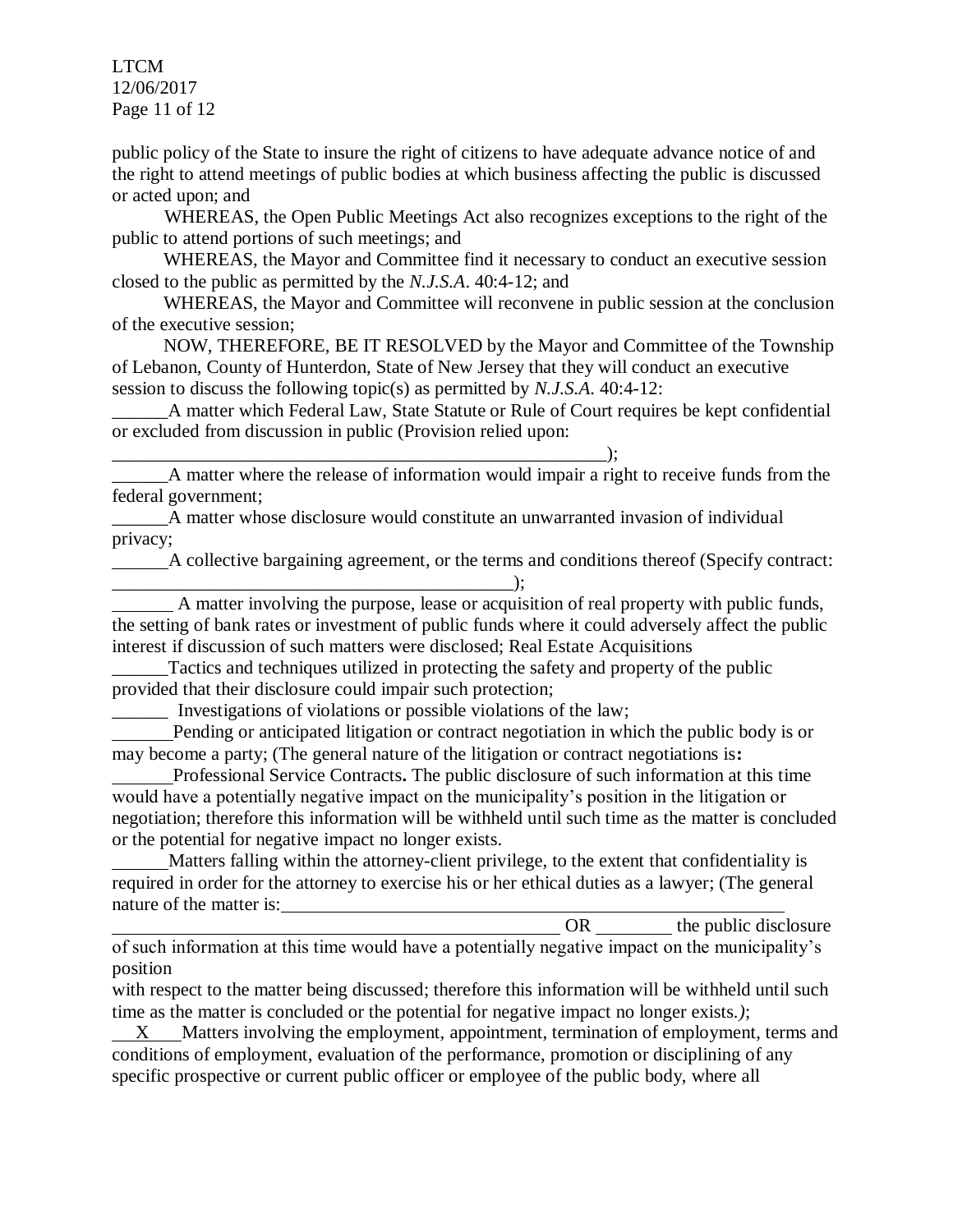public policy of the State to insure the right of citizens to have adequate advance notice of and the right to attend meetings of public bodies at which business affecting the public is discussed or acted upon; and

WHEREAS, the Open Public Meetings Act also recognizes exceptions to the right of the public to attend portions of such meetings; and

WHEREAS, the Mayor and Committee find it necessary to conduct an executive session closed to the public as permitted by the *N.J.S.A.* 40:4-12; and

WHEREAS, the Mayor and Committee will reconvene in public session at the conclusion of the executive session;

NOW, THEREFORE, BE IT RESOLVED by the Mayor and Committee of the Township of Lebanon, County of Hunterdon, State of New Jersey that they will conduct an executive session to discuss the following topic(s) as permitted by *N.J.S.A.* 40:4-12:

______A matter which Federal Law, State Statute or Rule of Court requires be kept confidential or excluded from discussion in public (Provision relied upon: ________________________________________________________);

______A matter where the release of information would impair a right to receive funds from the federal government;

______A matter whose disclosure would constitute an unwarranted invasion of individual privacy;

______A collective bargaining agreement, or the terms and conditions thereof (Specify contract: ____________________________________________);

______ A matter involving the purpose, lease or acquisition of real property with public funds, the setting of bank rates or investment of public funds where it could adversely affect the public interest if discussion of such matters were disclosed; Real Estate Acquisitions

______Tactics and techniques utilized in protecting the safety and property of the public provided that their disclosure could impair such protection;

______ Investigations of violations or possible violations of the law;

______Pending or anticipated litigation or contract negotiation in which the public body is or may become a party; (The general nature of the litigation or contract negotiations is**:**

______Professional Service Contracts**.** The public disclosure of such information at this time would have a potentially negative impact on the municipality's position in the litigation or negotiation; therefore this information will be withheld until such time as the matter is concluded or the potential for negative impact no longer exists.

______Matters falling within the attorney-client privilege, to the extent that confidentiality is required in order for the attorney to exercise his or her ethical duties as a lawyer; (The general nature of the matter is:________________________________________________________ ____________________________________________________ OR ________ the public disclosure of such information at this time would have a potentially negative impact on the municipality's position with respect to the matter being discussed; therefore this information will be withheld until such time as the matter is concluded or the potential for negative impact no longer exists.*)*;

___X___Matters involving the employment, appointment, termination of employment, terms and conditions of employment, evaluation of the performance, promotion or disciplining of any specific prospective or current public officer or employee of the public body, where all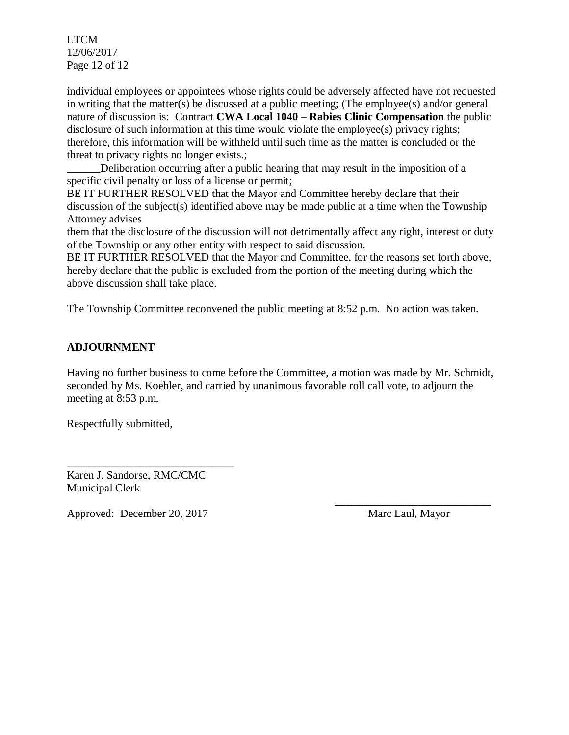individual employees or appointees whose rights could be adversely affected have not requested in writing that the matter(s) be discussed at a public meeting; (The employee(s) and/or general nature of discussion is: Contract **CWA Local 1040** – **Rabies Clinic Compensation** the public disclosure of such information at this time would violate the employee(s) privacy rights; therefore, this information will be withheld until such time as the matter is concluded or the threat to privacy rights no longer exists.;

______Deliberation occurring after a public hearing that may result in the imposition of a specific civil penalty or loss of a license or permit;

BE IT FURTHER RESOLVED that the Mayor and Committee hereby declare that their discussion of the subject(s) identified above may be made public at a time when the Township Attorney advises

them that the disclosure of the discussion will not detrimentally affect any right, interest or duty of the Township or any other entity with respect to said discussion.

BE IT FURTHER RESOLVED that the Mayor and Committee, for the reasons set forth above, hereby declare that the public is excluded from the portion of the meeting during which the above discussion shall take place.

The Township Committee reconvened the public meeting at 8:52 p.m. No action was taken.

## ADJOURNMENT

Having no further business to come before the Committee, a motion was made by Mr. Schmidt, seconded by Ms. Koehler, and carried by unanimous favorable roll call vote, to adjourn the meeting at 8:53 p.m.

Respectfully submitted,

______________________________
Karen J. Sandorse, RMC/CMC
Municipal Clerk

Approved: December 20, 2017

______________________________
Marc Laul, Mayor